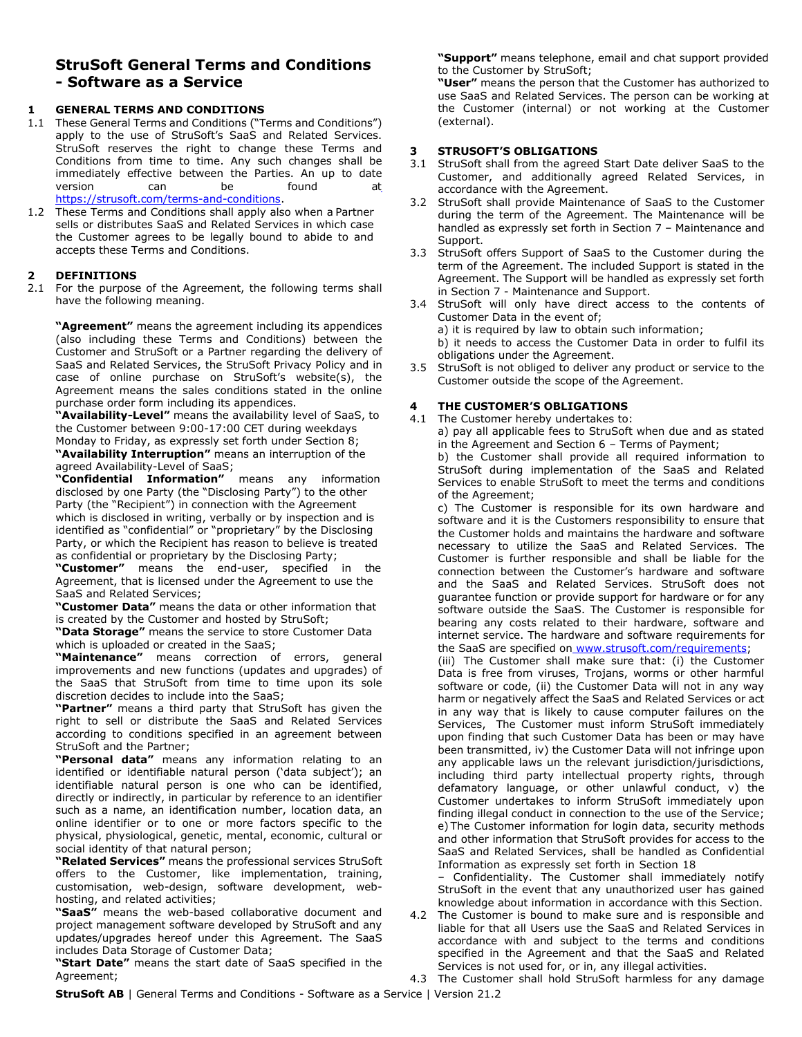# StruSoft General Terms and Conditions - Software as a Service

## 1 GENERAL TERMS AND CONDITIONS

1.1 These General Terms and Conditions ("Terms and Conditions") apply to the use of StruSoft's SaaS and Related Services. StruSoft reserves the right to change these Terms and Conditions from time to time. Any such changes shall be immediately effective between the Parties. An up to date version can be found at https://strusoft.com/terms-and-conditions.

1.2 These Terms and Conditions shall apply also when a Partner sells or distributes SaaS and Related Services in which case the Customer agrees to be legally bound to abide to and accepts these Terms and Conditions.

## 2 DEFINITIONS

2.1 For the purpose of the Agreement, the following terms shall have the following meaning.

**"Agreement"** means the agreement including its appendices (also including these Terms and Conditions) between the Customer and StruSoft or a Partner regarding the delivery of SaaS and Related Services, the StruSoft Privacy Policy and in case of online purchase on StruSoft's website(s), the Agreement means the sales conditions stated in the online purchase order form including its appendices.

**"Availability-Level"** means the availability level of SaaS, to the Customer between 9:00-17:00 CET during weekdays Monday to Friday, as expressly set forth under Section 8;

**"Availability Interruption"** means an interruption of the agreed Availability-Level of SaaS;

**"Confidential Information"** means any information disclosed by one Party (the "Disclosing Party") to the other Party (the "Recipient") in connection with the Agreement which is disclosed in writing, verbally or by inspection and is identified as "confidential" or "proprietary" by the Disclosing Party, or which the Recipient has reason to believe is treated as confidential or proprietary by the Disclosing Party;

**"Customer"** means the end-user, specified in the Agreement, that is licensed under the Agreement to use the SaaS and Related Services;

**"Customer Data"** means the data or other information that is created by the Customer and hosted by StruSoft;

**"Data Storage"** means the service to store Customer Data which is uploaded or created in the SaaS;

**"Maintenance"** means correction of errors, general improvements and new functions (updates and upgrades) of the SaaS that StruSoft from time to time upon its sole discretion decides to include into the SaaS;

**"Partner"** means a third party that StruSoft has given the right to sell or distribute the SaaS and Related Services according to conditions specified in an agreement between StruSoft and the Partner;

**"Personal data"** means any information relating to an identified or identifiable natural person ('data subject'); an identifiable natural person is one who can be identified, directly or indirectly, in particular by reference to an identifier such as a name, an identification number, location data, an online identifier or to one or more factors specific to the physical, physiological, genetic, mental, economic, cultural or social identity of that natural person;

**"Related Services"** means the professional services StruSoft offers to the Customer, like implementation, training, customisation, web-design, software development, web-hosting, and related activities;

**"SaaS"** means the web-based collaborative document and project management software developed by StruSoft and any updates/upgrades hereof under this Agreement. The SaaS includes Data Storage of Customer Data;

**"Start Date"** means the start date of SaaS specified in the Agreement;

**"Support"** means telephone, email and chat support provided to the Customer by StruSoft;

**"User"** means the person that the Customer has authorized to use SaaS and Related Services. The person can be working at the Customer (internal) or not working at the Customer (external).

## 3 STRUSOFT'S OBLIGATIONS

3.1 StruSoft shall from the agreed Start Date deliver SaaS to the Customer, and additionally agreed Related Services, in accordance with the Agreement.

3.2 StruSoft shall provide Maintenance of SaaS to the Customer during the term of the Agreement. The Maintenance will be handled as expressly set forth in Section 7 – Maintenance and Support.

3.3 StruSoft offers Support of SaaS to the Customer during the term of the Agreement. The included Support is stated in the Agreement. The Support will be handled as expressly set forth in Section 7 - Maintenance and Support.

3.4 StruSoft will only have direct access to the contents of Customer Data in the event of;
a) it is required by law to obtain such information;
b) it needs to access the Customer Data in order to fulfil its obligations under the Agreement.

3.5 StruSoft is not obliged to deliver any product or service to the Customer outside the scope of the Agreement.

## 4 THE CUSTOMER'S OBLIGATIONS

4.1 The Customer hereby undertakes to:
a) pay all applicable fees to StruSoft when due and as stated in the Agreement and Section 6 – Terms of Payment;
b) the Customer shall provide all required information to StruSoft during implementation of the SaaS and Related Services to enable StruSoft to meet the terms and conditions of the Agreement;
c) The Customer is responsible for its own hardware and software and it is the Customers responsibility to ensure that the Customer holds and maintains the hardware and software necessary to utilize the SaaS and Related Services. The Customer is further responsible and shall be liable for the connection between the Customer's hardware and software and the SaaS and Related Services. StruSoft does not guarantee function or provide support for hardware or for any software outside the SaaS. The Customer is responsible for bearing any costs related to their hardware, software and internet service. The hardware and software requirements for the SaaS are specified on www.strusoft.com/requirements;
(iii) The Customer shall make sure that: (i) the Customer Data is free from viruses, Trojans, worms or other harmful software or code, (ii) the Customer Data will not in any way harm or negatively affect the SaaS and Related Services or act in any way that is likely to cause computer failures on the Services, The Customer must inform StruSoft immediately upon finding that such Customer Data has been or may have been transmitted, iv) the Customer Data will not infringe upon any applicable laws un the relevant jurisdiction/jurisdictions, including third party intellectual property rights, through defamatory language, or other unlawful conduct, v) the Customer undertakes to inform StruSoft immediately upon finding illegal conduct in connection to the use of the Service;
e) The Customer information for login data, security methods and other information that StruSoft provides for access to the SaaS and Related Services, shall be handled as Confidential Information as expressly set forth in Section 18 – Confidentiality. The Customer shall immediately notify StruSoft in the event that any unauthorized user has gained knowledge about information in accordance with this Section.

4.2 The Customer is bound to make sure and is responsible and liable for that all Users use the SaaS and Related Services in accordance with and subject to the terms and conditions specified in the Agreement and that the SaaS and Related Services is not used for, or in, any illegal activities.

4.3 The Customer shall hold StruSoft harmless for any damage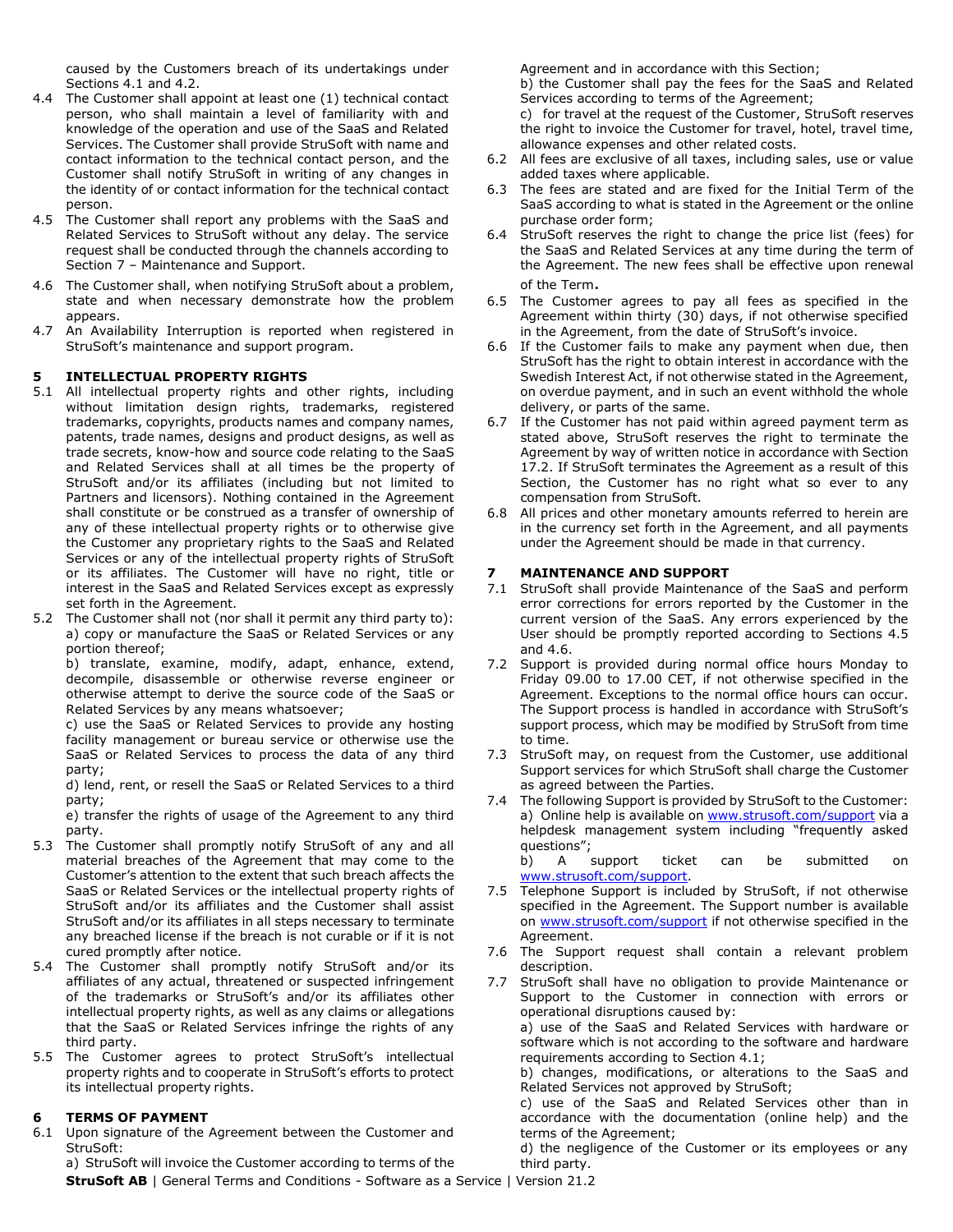caused by the Customers breach of its undertakings under Sections 4.1 and 4.2.

4.4 The Customer shall appoint at least one (1) technical contact person, who shall maintain a level of familiarity with and knowledge of the operation and use of the SaaS and Related Services. The Customer shall provide StruSoft with name and contact information to the technical contact person, and the Customer shall notify StruSoft in writing of any changes in the identity of or contact information for the technical contact person.

4.5 The Customer shall report any problems with the SaaS and Related Services to StruSoft without any delay. The service request shall be conducted through the channels according to Section 7 – Maintenance and Support.

4.6 The Customer shall, when notifying StruSoft about a problem, state and when necessary demonstrate how the problem appears.

4.7 An Availability Interruption is reported when registered in StruSoft's maintenance and support program.

## 5 INTELLECTUAL PROPERTY RIGHTS

5.1 All intellectual property rights and other rights, including without limitation design rights, trademarks, registered trademarks, copyrights, products names and company names, patents, trade names, designs and product designs, as well as trade secrets, know-how and source code relating to the SaaS and Related Services shall at all times be the property of StruSoft and/or its affiliates (including but not limited to Partners and licensors). Nothing contained in the Agreement shall constitute or be construed as a transfer of ownership of any of these intellectual property rights or to otherwise give the Customer any proprietary rights to the SaaS and Related Services or any of the intellectual property rights of StruSoft or its affiliates. The Customer will have no right, title or interest in the SaaS and Related Services except as expressly set forth in the Agreement.

5.2 The Customer shall not (nor shall it permit any third party to):
a) copy or manufacture the SaaS or Related Services or any portion thereof;
b) translate, examine, modify, adapt, enhance, extend, decompile, disassemble or otherwise reverse engineer or otherwise attempt to derive the source code of the SaaS or Related Services by any means whatsoever;
c) use the SaaS or Related Services to provide any hosting facility management or bureau service or otherwise use the SaaS or Related Services to process the data of any third party;
d) lend, rent, or resell the SaaS or Related Services to a third party;
e) transfer the rights of usage of the Agreement to any third party.

5.3 The Customer shall promptly notify StruSoft of any and all material breaches of the Agreement that may come to the Customer's attention to the extent that such breach affects the SaaS or Related Services or the intellectual property rights of StruSoft and/or its affiliates and the Customer shall assist StruSoft and/or its affiliates in all steps necessary to terminate any breached license if the breach is not curable or if it is not cured promptly after notice.

5.4 The Customer shall promptly notify StruSoft and/or its affiliates of any actual, threatened or suspected infringement of the trademarks or StruSoft's and/or its affiliates other intellectual property rights, as well as any claims or allegations that the SaaS or Related Services infringe the rights of any third party.

5.5 The Customer agrees to protect StruSoft's intellectual property rights and to cooperate in StruSoft's efforts to protect its intellectual property rights.

## 6 TERMS OF PAYMENT

6.1 Upon signature of the Agreement between the Customer and StruSoft:
a) StruSoft will invoice the Customer according to terms of the Agreement and in accordance with this Section;
b) the Customer shall pay the fees for the SaaS and Related Services according to terms of the Agreement;
c) for travel at the request of the Customer, StruSoft reserves the right to invoice the Customer for travel, hotel, travel time, allowance expenses and other related costs.

6.2 All fees are exclusive of all taxes, including sales, use or value added taxes where applicable.

6.3 The fees are stated and are fixed for the Initial Term of the SaaS according to what is stated in the Agreement or the online purchase order form;

6.4 StruSoft reserves the right to change the price list (fees) for the SaaS and Related Services at any time during the term of the Agreement. The new fees shall be effective upon renewal of the Term**.**

6.5 The Customer agrees to pay all fees as specified in the Agreement within thirty (30) days, if not otherwise specified in the Agreement, from the date of StruSoft's invoice.

6.6 If the Customer fails to make any payment when due, then StruSoft has the right to obtain interest in accordance with the Swedish Interest Act, if not otherwise stated in the Agreement, on overdue payment, and in such an event withhold the whole delivery, or parts of the same.

6.7 If the Customer has not paid within agreed payment term as stated above, StruSoft reserves the right to terminate the Agreement by way of written notice in accordance with Section 17.2. If StruSoft terminates the Agreement as a result of this Section, the Customer has no right what so ever to any compensation from StruSoft.

6.8 All prices and other monetary amounts referred to herein are in the currency set forth in the Agreement, and all payments under the Agreement should be made in that currency.

## 7 MAINTENANCE AND SUPPORT

7.1 StruSoft shall provide Maintenance of the SaaS and perform error corrections for errors reported by the Customer in the current version of the SaaS. Any errors experienced by the User should be promptly reported according to Sections 4.5 and 4.6.

7.2 Support is provided during normal office hours Monday to Friday 09.00 to 17.00 CET, if not otherwise specified in the Agreement. Exceptions to the normal office hours can occur. The Support process is handled in accordance with StruSoft's support process, which may be modified by StruSoft from time to time.

7.3 StruSoft may, on request from the Customer, use additional Support services for which StruSoft shall charge the Customer as agreed between the Parties.

7.4 The following Support is provided by StruSoft to the Customer:
a) Online help is available on www.strusoft.com/support via a helpdesk management system including "frequently asked questions";
b) A support ticket can be submitted on www.strusoft.com/support.

7.5 Telephone Support is included by StruSoft, if not otherwise specified in the Agreement. The Support number is available on www.strusoft.com/support if not otherwise specified in the Agreement.

7.6 The Support request shall contain a relevant problem description.

7.7 StruSoft shall have no obligation to provide Maintenance or Support to the Customer in connection with errors or operational disruptions caused by:
a) use of the SaaS and Related Services with hardware or software which is not according to the software and hardware requirements according to Section 4.1;
b) changes, modifications, or alterations to the SaaS and Related Services not approved by StruSoft;
c) use of the SaaS and Related Services other than in accordance with the documentation (online help) and the terms of the Agreement;
d) the negligence of the Customer or its employees or any third party.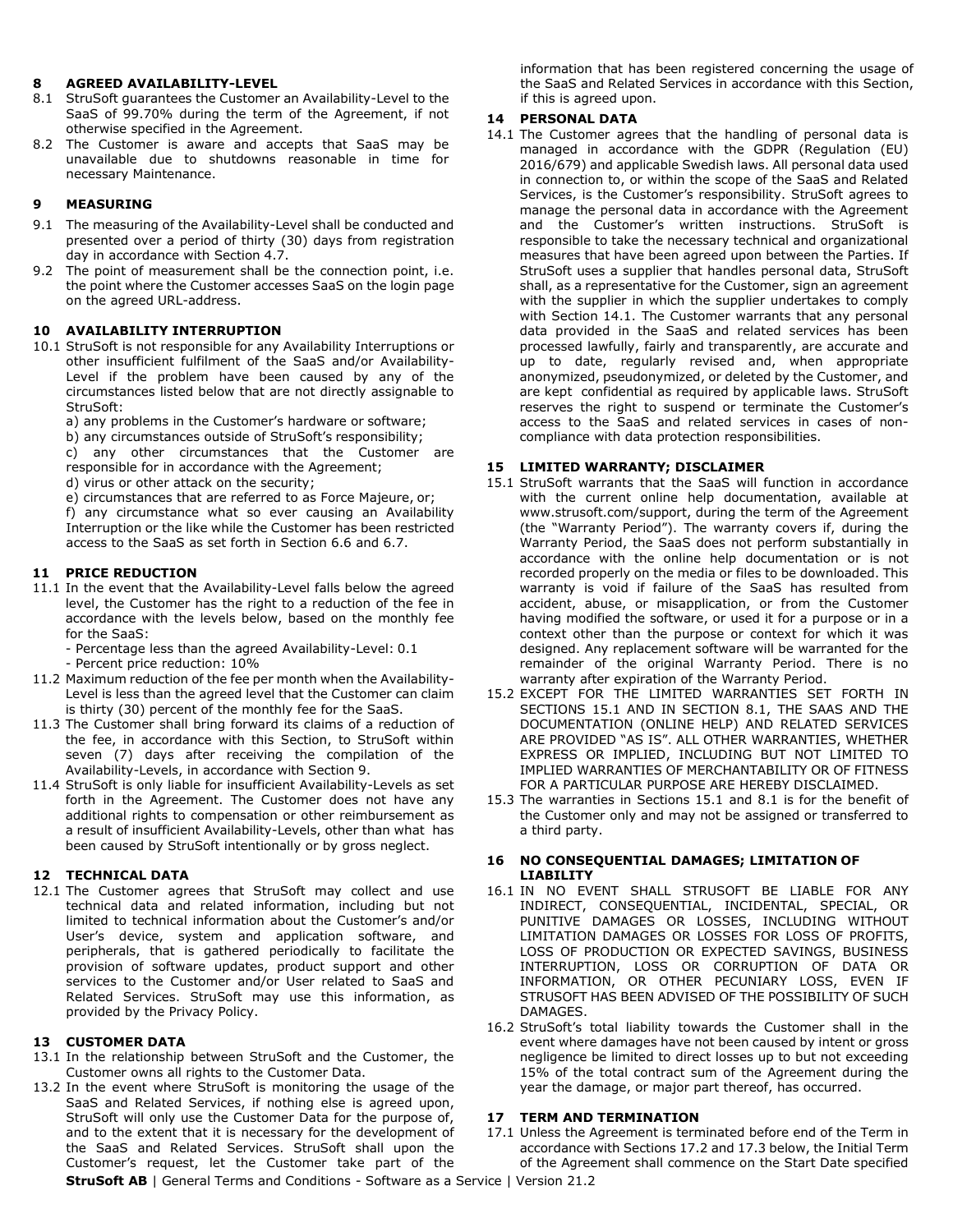## 8 AGREED AVAILABILITY-LEVEL

8.1 StruSoft guarantees the Customer an Availability-Level to the SaaS of 99.70% during the term of the Agreement, if not otherwise specified in the Agreement.

8.2 The Customer is aware and accepts that SaaS may be unavailable due to shutdowns reasonable in time for necessary Maintenance.

## 9 MEASURING

9.1 The measuring of the Availability-Level shall be conducted and presented over a period of thirty (30) days from registration day in accordance with Section 4.7.

9.2 The point of measurement shall be the connection point, i.e. the point where the Customer accesses SaaS on the login page on the agreed URL-address.

## 10 AVAILABILITY INTERRUPTION

10.1 StruSoft is not responsible for any Availability Interruptions or other insufficient fulfilment of the SaaS and/or Availability-Level if the problem have been caused by any of the circumstances listed below that are not directly assignable to StruSoft:

a) any problems in the Customer's hardware or software;

b) any circumstances outside of StruSoft's responsibility;

c) any other circumstances that the Customer are responsible for in accordance with the Agreement;

d) virus or other attack on the security;

e) circumstances that are referred to as Force Majeure, or;

f) any circumstance what so ever causing an Availability Interruption or the like while the Customer has been restricted access to the SaaS as set forth in Section 6.6 and 6.7.

## 11 PRICE REDUCTION

11.1 In the event that the Availability-Level falls below the agreed level, the Customer has the right to a reduction of the fee in accordance with the levels below, based on the monthly fee for the SaaS:

- Percentage less than the agreed Availability-Level: 0.1
- Percent price reduction: 10%

11.2 Maximum reduction of the fee per month when the Availability-Level is less than the agreed level that the Customer can claim is thirty (30) percent of the monthly fee for the SaaS.

11.3 The Customer shall bring forward its claims of a reduction of the fee, in accordance with this Section, to StruSoft within seven (7) days after receiving the compilation of the Availability-Levels, in accordance with Section 9.

11.4 StruSoft is only liable for insufficient Availability-Levels as set forth in the Agreement. The Customer does not have any additional rights to compensation or other reimbursement as a result of insufficient Availability-Levels, other than what has been caused by StruSoft intentionally or by gross neglect.

## 12 TECHNICAL DATA

12.1 The Customer agrees that StruSoft may collect and use technical data and related information, including but not limited to technical information about the Customer's and/or User's device, system and application software, and peripherals, that is gathered periodically to facilitate the provision of software updates, product support and other services to the Customer and/or User related to SaaS and Related Services. StruSoft may use this information, as provided by the Privacy Policy.

## 13 CUSTOMER DATA

13.1 In the relationship between StruSoft and the Customer, the Customer owns all rights to the Customer Data.

13.2 In the event where StruSoft is monitoring the usage of the SaaS and Related Services, if nothing else is agreed upon, StruSoft will only use the Customer Data for the purpose of, and to the extent that it is necessary for the development of the SaaS and Related Services. StruSoft shall upon the Customer's request, let the Customer take part of the information that has been registered concerning the usage of the SaaS and Related Services in accordance with this Section, if this is agreed upon.

## 14 PERSONAL DATA

14.1 The Customer agrees that the handling of personal data is managed in accordance with the GDPR (Regulation (EU) 2016/679) and applicable Swedish laws. All personal data used in connection to, or within the scope of the SaaS and Related Services, is the Customer's responsibility. StruSoft agrees to manage the personal data in accordance with the Agreement and the Customer's written instructions. StruSoft is responsible to take the necessary technical and organizational measures that have been agreed upon between the Parties. If StruSoft uses a supplier that handles personal data, StruSoft shall, as a representative for the Customer, sign an agreement with the supplier in which the supplier undertakes to comply with Section 14.1. The Customer warrants that any personal data provided in the SaaS and related services has been processed lawfully, fairly and transparently, are accurate and up to date, regularly revised and, when appropriate anonymized, pseudonymized, or deleted by the Customer, and are kept confidential as required by applicable laws. StruSoft reserves the right to suspend or terminate the Customer's access to the SaaS and related services in cases of non-compliance with data protection responsibilities.

## 15 LIMITED WARRANTY; DISCLAIMER

15.1 StruSoft warrants that the SaaS will function in accordance with the current online help documentation, available at www.strusoft.com/support, during the term of the Agreement (the "Warranty Period"). The warranty covers if, during the Warranty Period, the SaaS does not perform substantially in accordance with the online help documentation or is not recorded properly on the media or files to be downloaded. This warranty is void if failure of the SaaS has resulted from accident, abuse, or misapplication, or from the Customer having modified the software, or used it for a purpose or in a context other than the purpose or context for which it was designed. Any replacement software will be warranted for the remainder of the original Warranty Period. There is no warranty after expiration of the Warranty Period.

15.2 EXCEPT FOR THE LIMITED WARRANTIES SET FORTH IN SECTIONS 15.1 AND IN SECTION 8.1, THE SAAS AND THE DOCUMENTATION (ONLINE HELP) AND RELATED SERVICES ARE PROVIDED "AS IS". ALL OTHER WARRANTIES, WHETHER EXPRESS OR IMPLIED, INCLUDING BUT NOT LIMITED TO IMPLIED WARRANTIES OF MERCHANTABILITY OR OF FITNESS FOR A PARTICULAR PURPOSE ARE HEREBY DISCLAIMED.

15.3 The warranties in Sections 15.1 and 8.1 is for the benefit of the Customer only and may not be assigned or transferred to a third party.

## 16 NO CONSEQUENTIAL DAMAGES; LIMITATION OF LIABILITY

16.1 IN NO EVENT SHALL STRUSOFT BE LIABLE FOR ANY INDIRECT, CONSEQUENTIAL, INCIDENTAL, SPECIAL, OR PUNITIVE DAMAGES OR LOSSES, INCLUDING WITHOUT LIMITATION DAMAGES OR LOSSES FOR LOSS OF PROFITS, LOSS OF PRODUCTION OR EXPECTED SAVINGS, BUSINESS INTERRUPTION, LOSS OR CORRUPTION OF DATA OR INFORMATION, OR OTHER PECUNIARY LOSS, EVEN IF STRUSOFT HAS BEEN ADVISED OF THE POSSIBILITY OF SUCH DAMAGES.

16.2 StruSoft's total liability towards the Customer shall in the event where damages have not been caused by intent or gross negligence be limited to direct losses up to but not exceeding 15% of the total contract sum of the Agreement during the year the damage, or major part thereof, has occurred.

## 17 TERM AND TERMINATION

17.1 Unless the Agreement is terminated before end of the Term in accordance with Sections 17.2 and 17.3 below, the Initial Term of the Agreement shall commence on the Start Date specified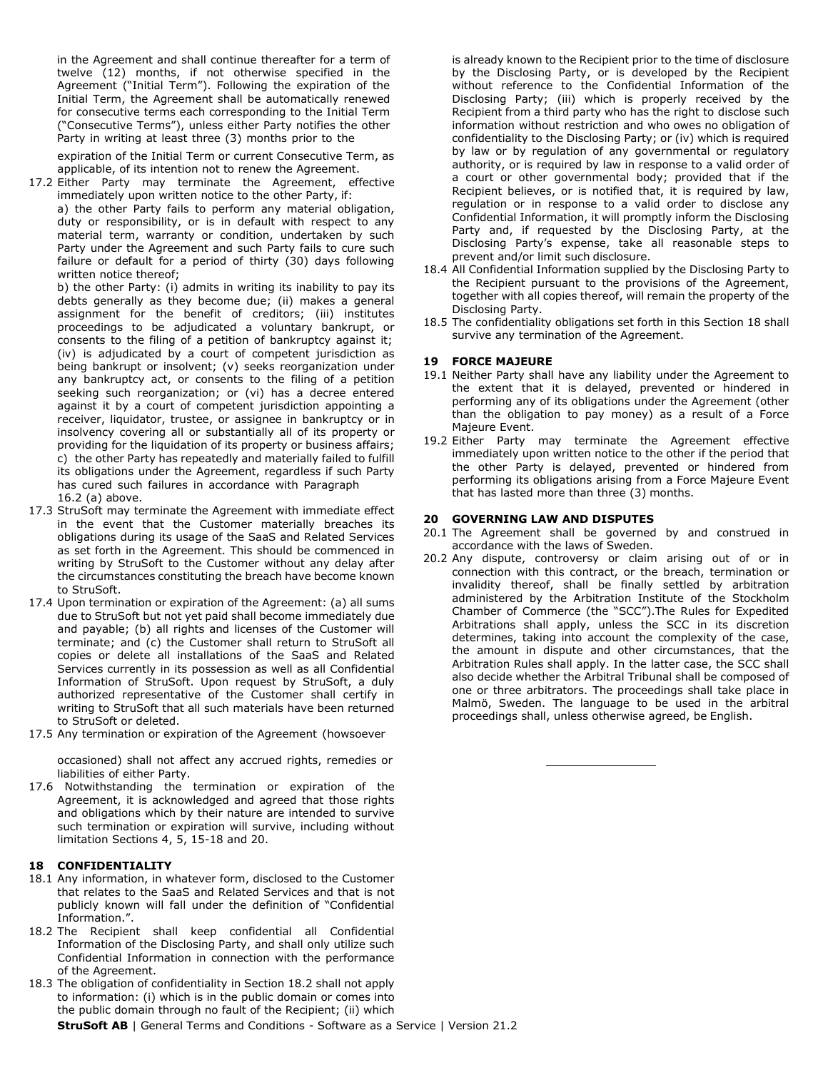in the Agreement and shall continue thereafter for a term of twelve (12) months, if not otherwise specified in the Agreement ("Initial Term"). Following the expiration of the Initial Term, the Agreement shall be automatically renewed for consecutive terms each corresponding to the Initial Term ("Consecutive Terms"), unless either Party notifies the other Party in writing at least three (3) months prior to the expiration of the Initial Term or current Consecutive Term, as applicable, of its intention not to renew the Agreement.

17.2 Either Party may terminate the Agreement, effective immediately upon written notice to the other Party, if:
a) the other Party fails to perform any material obligation, duty or responsibility, or is in default with respect to any material term, warranty or condition, undertaken by such Party under the Agreement and such Party fails to cure such failure or default for a period of thirty (30) days following written notice thereof;
b) the other Party: (i) admits in writing its inability to pay its debts generally as they become due; (ii) makes a general assignment for the benefit of creditors; (iii) institutes proceedings to be adjudicated a voluntary bankrupt, or consents to the filing of a petition of bankruptcy against it; (iv) is adjudicated by a court of competent jurisdiction as being bankrupt or insolvent; (v) seeks reorganization under any bankruptcy act, or consents to the filing of a petition seeking such reorganization; or (vi) has a decree entered against it by a court of competent jurisdiction appointing a receiver, liquidator, trustee, or assignee in bankruptcy or in insolvency covering all or substantially all of its property or providing for the liquidation of its property or business affairs;
c) the other Party has repeatedly and materially failed to fulfill its obligations under the Agreement, regardless if such Party has cured such failures in accordance with Paragraph 16.2 (a) above.

17.3 StruSoft may terminate the Agreement with immediate effect in the event that the Customer materially breaches its obligations during its usage of the SaaS and Related Services as set forth in the Agreement. This should be commenced in writing by StruSoft to the Customer without any delay after the circumstances constituting the breach have become known to StruSoft.

17.4 Upon termination or expiration of the Agreement: (a) all sums due to StruSoft but not yet paid shall become immediately due and payable; (b) all rights and licenses of the Customer will terminate; and (c) the Customer shall return to StruSoft all copies or delete all installations of the SaaS and Related Services currently in its possession as well as all Confidential Information of StruSoft. Upon request by StruSoft, a duly authorized representative of the Customer shall certify in writing to StruSoft that all such materials have been returned to StruSoft or deleted.

17.5 Any termination or expiration of the Agreement (howsoever occasioned) shall not affect any accrued rights, remedies or liabilities of either Party.

17.6 Notwithstanding the termination or expiration of the Agreement, it is acknowledged and agreed that those rights and obligations which by their nature are intended to survive such termination or expiration will survive, including without limitation Sections 4, 5, 15-18 and 20.

## 18 CONFIDENTIALITY

18.1 Any information, in whatever form, disclosed to the Customer that relates to the SaaS and Related Services and that is not publicly known will fall under the definition of "Confidential Information.".

18.2 The Recipient shall keep confidential all Confidential Information of the Disclosing Party, and shall only utilize such Confidential Information in connection with the performance of the Agreement.

18.3 The obligation of confidentiality in Section 18.2 shall not apply to information: (i) which is in the public domain or comes into the public domain through no fault of the Recipient; (ii) which is already known to the Recipient prior to the time of disclosure by the Disclosing Party, or is developed by the Recipient without reference to the Confidential Information of the Disclosing Party; (iii) which is properly received by the Recipient from a third party who has the right to disclose such information without restriction and who owes no obligation of confidentiality to the Disclosing Party; or (iv) which is required by law or by regulation of any governmental or regulatory authority, or is required by law in response to a valid order of a court or other governmental body; provided that if the Recipient believes, or is notified that, it is required by law, regulation or in response to a valid order to disclose any Confidential Information, it will promptly inform the Disclosing Party and, if requested by the Disclosing Party, at the Disclosing Party's expense, take all reasonable steps to prevent and/or limit such disclosure.

18.4 All Confidential Information supplied by the Disclosing Party to the Recipient pursuant to the provisions of the Agreement, together with all copies thereof, will remain the property of the Disclosing Party.

18.5 The confidentiality obligations set forth in this Section 18 shall survive any termination of the Agreement.

## 19 FORCE MAJEURE

19.1 Neither Party shall have any liability under the Agreement to the extent that it is delayed, prevented or hindered in performing any of its obligations under the Agreement (other than the obligation to pay money) as a result of a Force Majeure Event.

19.2 Either Party may terminate the Agreement effective immediately upon written notice to the other if the period that the other Party is delayed, prevented or hindered from performing its obligations arising from a Force Majeure Event that has lasted more than three (3) months.

## 20 GOVERNING LAW AND DISPUTES

20.1 The Agreement shall be governed by and construed in accordance with the laws of Sweden.

20.2 Any dispute, controversy or claim arising out of or in connection with this contract, or the breach, termination or invalidity thereof, shall be finally settled by arbitration administered by the Arbitration Institute of the Stockholm Chamber of Commerce (the "SCC").The Rules for Expedited Arbitrations shall apply, unless the SCC in its discretion determines, taking into account the complexity of the case, the amount in dispute and other circumstances, that the Arbitration Rules shall apply. In the latter case, the SCC shall also decide whether the Arbitral Tribunal shall be composed of one or three arbitrators. The proceedings shall take place in Malmö, Sweden. The language to be used in the arbitral proceedings shall, unless otherwise agreed, be English.